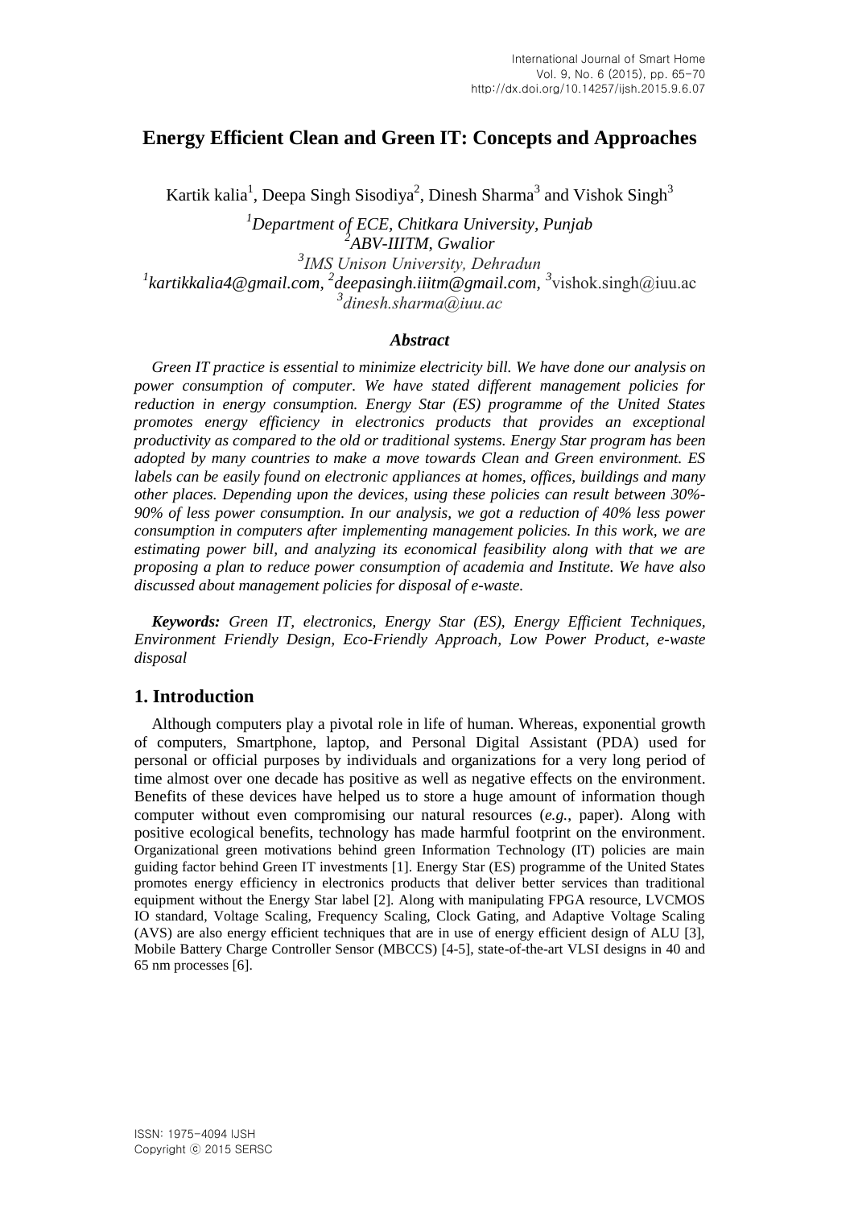# Energy Efficient Clean and Green IT: Concepts and Approaches

Kartik kalia[1], Deepa Singh Sisodiya[2], Dinesh Sharma[3] and Vishok Singh[3]

*[1]Department of ECE, Chitkara University, Punjab*
*[2]ABV-IIITM, Gwalior*
*[3]IMS Unison University, Dehradun*
*[1]kartikkalia4@gmail.com, [2]deepasingh.iiitm@gmail.com, [3]vishok.singh@iuu.ac*
*[3]dinesh.sharma@iuu.ac*

### *Abstract*

*Green IT practice is essential to minimize electricity bill. We have done our analysis on power consumption of computer. We have stated different management policies for reduction in energy consumption. Energy Star (ES) programme of the United States promotes energy efficiency in electronics products that provides an exceptional productivity as compared to the old or traditional systems. Energy Star program has been adopted by many countries to make a move towards Clean and Green environment. ES labels can be easily found on electronic appliances at homes, offices, buildings and many other places. Depending upon the devices, using these policies can result between 30%-90% of less power consumption. In our analysis, we got a reduction of 40% less power consumption in computers after implementing management policies. In this work, we are estimating power bill, and analyzing its economical feasibility along with that we are proposing a plan to reduce power consumption of academia and Institute. We have also discussed about management policies for disposal of e-waste.*

***Keywords:** Green IT, electronics, Energy Star (ES), Energy Efficient Techniques, Environment Friendly Design, Eco-Friendly Approach, Low Power Product, e-waste disposal*

## 1. Introduction

Although computers play a pivotal role in life of human. Whereas, exponential growth of computers, Smartphone, laptop, and Personal Digital Assistant (PDA) used for personal or official purposes by individuals and organizations for a very long period of time almost over one decade has positive as well as negative effects on the environment. Benefits of these devices have helped us to store a huge amount of information though computer without even compromising our natural resources (*e.g.*, paper). Along with positive ecological benefits, technology has made harmful footprint on the environment. Organizational green motivations behind green Information Technology (IT) policies are main guiding factor behind Green IT investments [1]. Energy Star (ES) programme of the United States promotes energy efficiency in electronics products that deliver better services than traditional equipment without the Energy Star label [2]. Along with manipulating FPGA resource, LVCMOS IO standard, Voltage Scaling, Frequency Scaling, Clock Gating, and Adaptive Voltage Scaling (AVS) are also energy efficient techniques that are in use of energy efficient design of ALU [3], Mobile Battery Charge Controller Sensor (MBCCS) [4-5], state-of-the-art VLSI designs in 40 and 65 nm processes [6].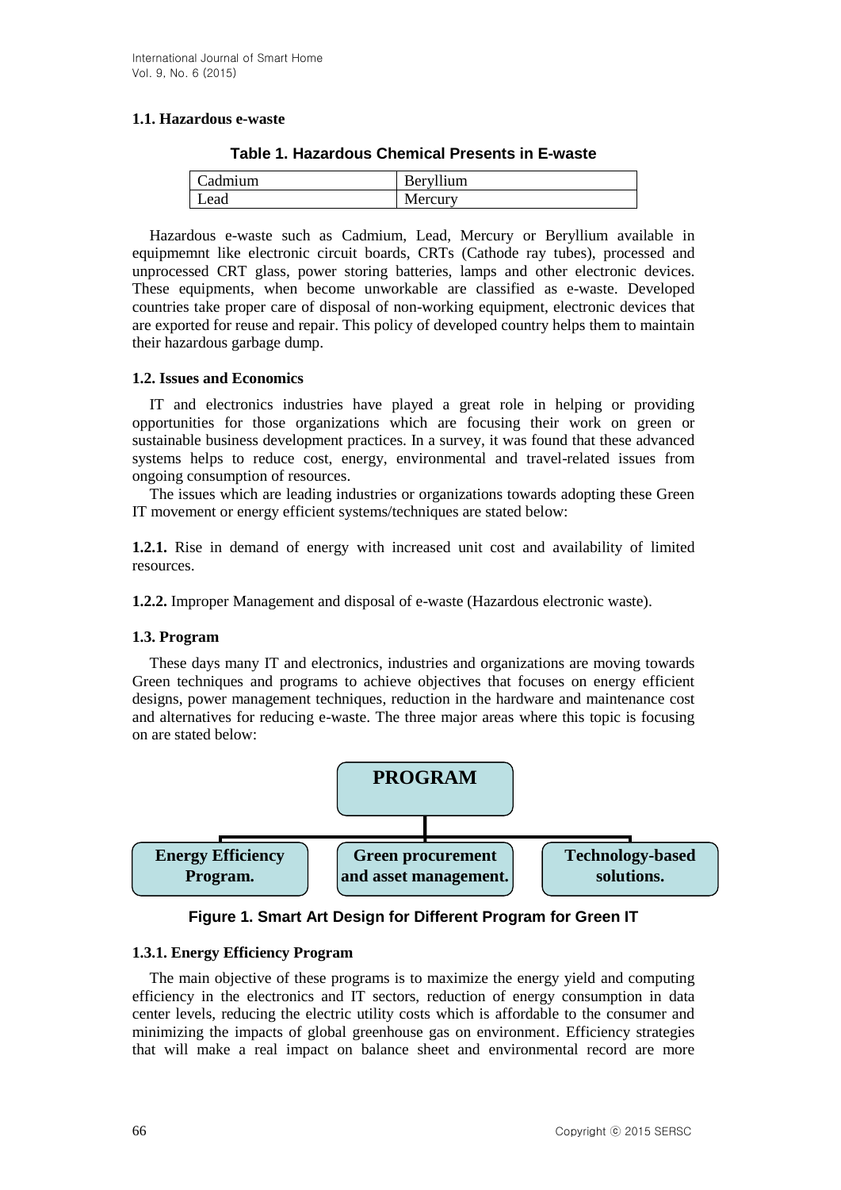### 1.1. Hazardous e-waste

**Table 1. Hazardous Chemical Presents in E-waste**

| Cadmium | Beryllium |
|---|---|
| Lead | Mercury |

Hazardous e-waste such as Cadmium, Lead, Mercury or Beryllium available in equipmemnt like electronic circuit boards, CRTs (Cathode ray tubes), processed and unprocessed CRT glass, power storing batteries, lamps and other electronic devices. These equipments, when become unworkable are classified as e-waste. Developed countries take proper care of disposal of non-working equipment, electronic devices that are exported for reuse and repair. This policy of developed country helps them to maintain their hazardous garbage dump.

### 1.2. Issues and Economics

IT and electronics industries have played a great role in helping or providing opportunities for those organizations which are focusing their work on green or sustainable business development practices. In a survey, it was found that these advanced systems helps to reduce cost, energy, environmental and travel-related issues from ongoing consumption of resources.

The issues which are leading industries or organizations towards adopting these Green IT movement or energy efficient systems/techniques are stated below:

**1.2.1.** Rise in demand of energy with increased unit cost and availability of limited resources.

**1.2.2.** Improper Management and disposal of e-waste (Hazardous electronic waste).

### 1.3. Program

These days many IT and electronics, industries and organizations are moving towards Green techniques and programs to achieve objectives that focuses on energy efficient designs, power management techniques, reduction in the hardware and maintenance cost and alternatives for reducing e-waste. The three major areas where this topic is focusing on are stated below:

**PROGRAM**

- **Energy Efficiency Program.**
- **Green procurement and asset management.**
- **Technology-based solutions.**

**Figure 1. Smart Art Design for Different Program for Green IT**

#### 1.3.1. Energy Efficiency Program

The main objective of these programs is to maximize the energy yield and computing efficiency in the electronics and IT sectors, reduction of energy consumption in data center levels, reducing the electric utility costs which is affordable to the consumer and minimizing the impacts of global greenhouse gas on environment. Efficiency strategies that will make a real impact on balance sheet and environmental record are more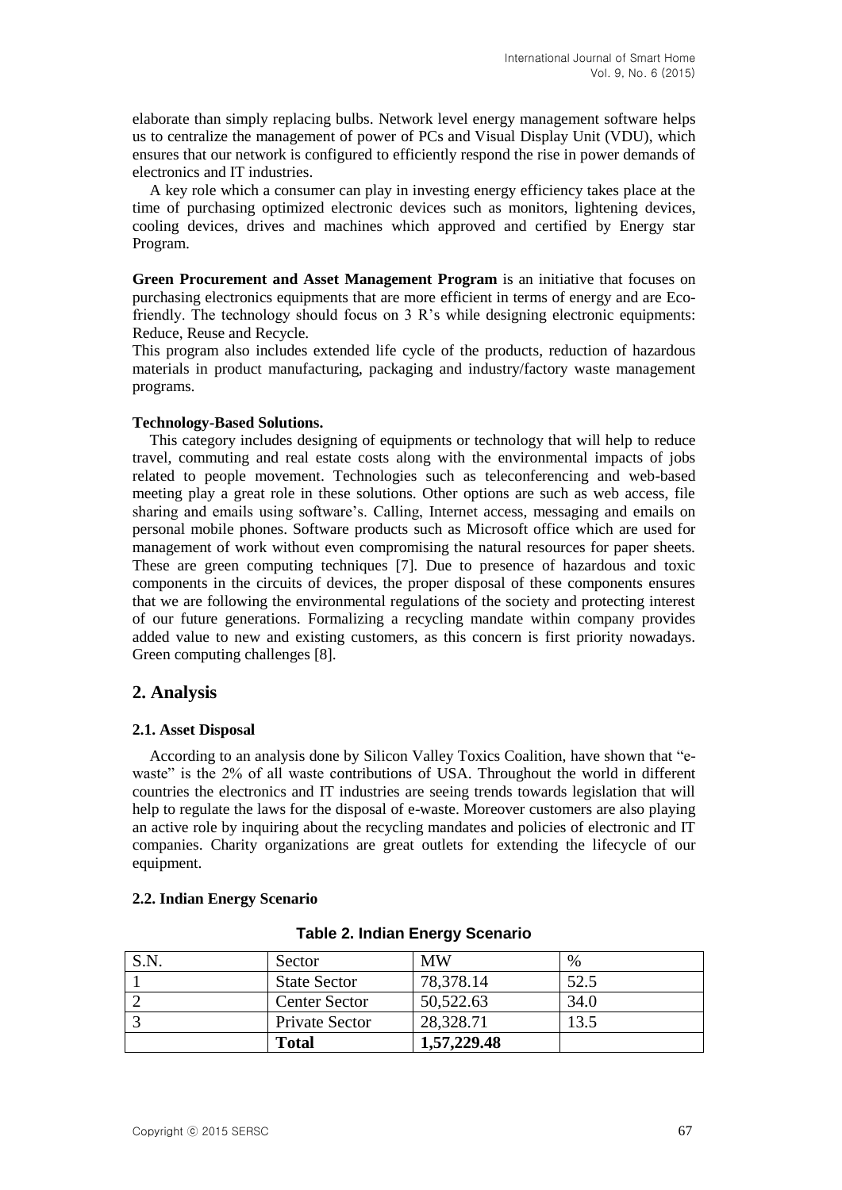elaborate than simply replacing bulbs. Network level energy management software helps us to centralize the management of power of PCs and Visual Display Unit (VDU), which ensures that our network is configured to efficiently respond the rise in power demands of electronics and IT industries.

A key role which a consumer can play in investing energy efficiency takes place at the time of purchasing optimized electronic devices such as monitors, lightening devices, cooling devices, drives and machines which approved and certified by Energy star Program.

**Green Procurement and Asset Management Program** is an initiative that focuses on purchasing electronics equipments that are more efficient in terms of energy and are Eco-friendly. The technology should focus on 3 R's while designing electronic equipments: Reduce, Reuse and Recycle.

This program also includes extended life cycle of the products, reduction of hazardous materials in product manufacturing, packaging and industry/factory waste management programs.

**Technology-Based Solutions.**

This category includes designing of equipments or technology that will help to reduce travel, commuting and real estate costs along with the environmental impacts of jobs related to people movement. Technologies such as teleconferencing and web-based meeting play a great role in these solutions. Other options are such as web access, file sharing and emails using software's. Calling, Internet access, messaging and emails on personal mobile phones. Software products such as Microsoft office which are used for management of work without even compromising the natural resources for paper sheets. These are green computing techniques [7]. Due to presence of hazardous and toxic components in the circuits of devices, the proper disposal of these components ensures that we are following the environmental regulations of the society and protecting interest of our future generations. Formalizing a recycling mandate within company provides added value to new and existing customers, as this concern is first priority nowadays. Green computing challenges [8].

## 2. Analysis

### 2.1. Asset Disposal

According to an analysis done by Silicon Valley Toxics Coalition, have shown that "e-waste" is the 2% of all waste contributions of USA. Throughout the world in different countries the electronics and IT industries are seeing trends towards legislation that will help to regulate the laws for the disposal of e-waste. Moreover customers are also playing an active role by inquiring about the recycling mandates and policies of electronic and IT companies. Charity organizations are great outlets for extending the lifecycle of our equipment.

### 2.2. Indian Energy Scenario

**Table 2. Indian Energy Scenario**

| S.N. | Sector | MW | % |
|---|---|---|---|
| 1 | State Sector | 78,378.14 | 52.5 |
| 2 | Center Sector | 50,522.63 | 34.0 |
| 3 | Private Sector | 28,328.71 | 13.5 |
| | **Total** | **1,57,229.48** | |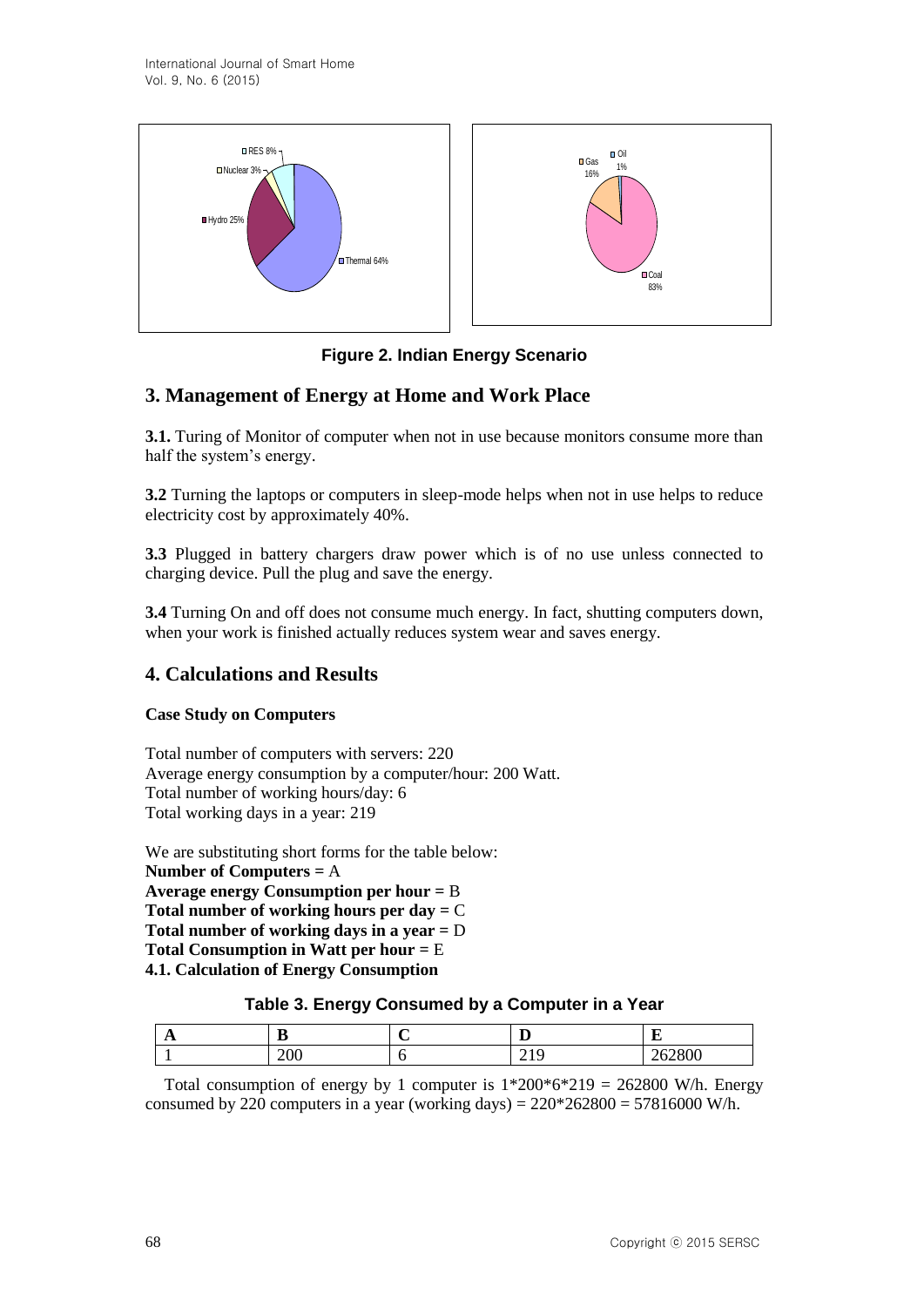Figure 2. Indian Energy Scenario

## 3. Management of Energy at Home and Work Place

**3.1.** Turing of Monitor of computer when not in use because monitors consume more than half the system's energy.

**3.2** Turning the laptops or computers in sleep-mode helps when not in use helps to reduce electricity cost by approximately 40%.

**3.3** Plugged in battery chargers draw power which is of no use unless connected to charging device. Pull the plug and save the energy.

**3.4** Turning On and off does not consume much energy. In fact, shutting computers down, when your work is finished actually reduces system wear and saves energy.

## 4. Calculations and Results

**Case Study on Computers**

Total number of computers with servers: 220
Average energy consumption by a computer/hour: 200 Watt.
Total number of working hours/day: 6
Total working days in a year: 219

We are substituting short forms for the table below:
**Number of Computers =** A
**Average energy Consumption per hour =** B
**Total number of working hours per day =** C
**Total number of working days in a year =** D
**Total Consumption in Watt per hour =** E

### 4.1. Calculation of Energy Consumption

**Table 3. Energy Consumed by a Computer in a Year**

| A | B | C | D | E |
|---|---|---|---|---|
| 1 | 200 | 6 | 219 | 262800 |

Total consumption of energy by 1 computer is 1*200*6*219 = 262800 W/h. Energy consumed by 220 computers in a year (working days) = 220*262800 = 57816000 W/h.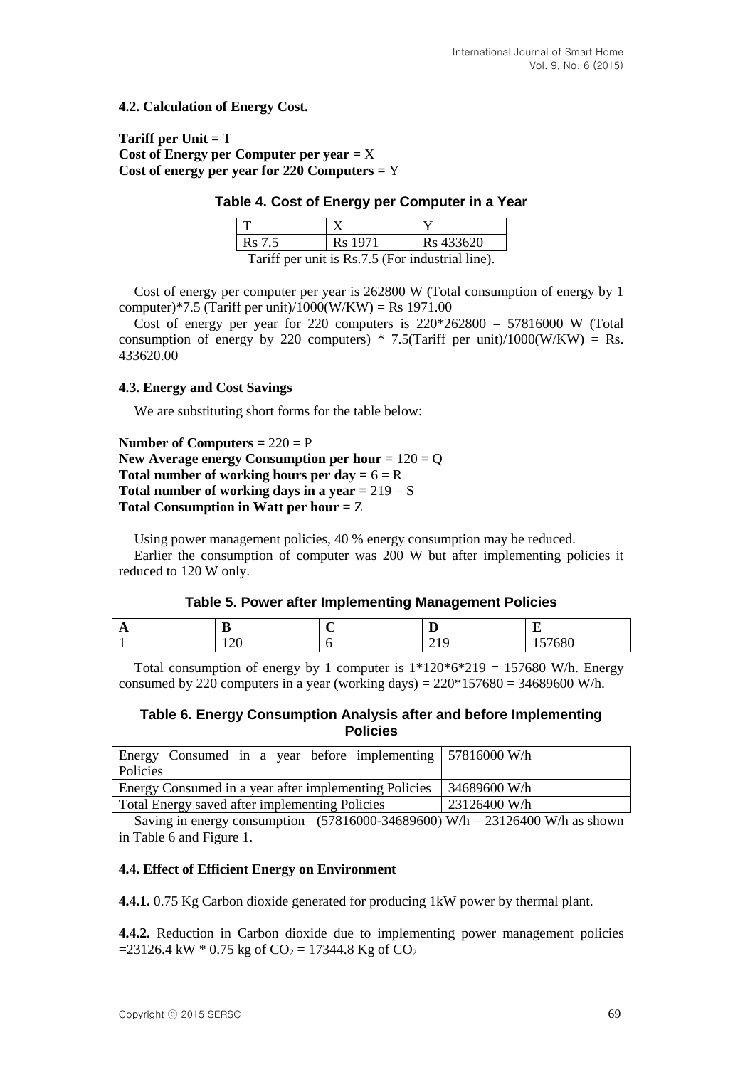### 4.2. Calculation of Energy Cost.

**Tariff per Unit =** T
**Cost of Energy per Computer per year =** X
**Cost of energy per year for 220 Computers =** Y

**Table 4. Cost of Energy per Computer in a Year**

| T | X | Y |
|---|---|---|
| Rs 7.5 | Rs 1971 | Rs 433620 |

Tariff per unit is Rs.7.5 (For industrial line).

Cost of energy per computer per year is 262800 W (Total consumption of energy by 1 computer)*7.5 (Tariff per unit)/1000(W/KW) = Rs 1971.00

Cost of energy per year for 220 computers is 220*262800 = 57816000 W (Total consumption of energy by 220 computers) * 7.5(Tariff per unit)/1000(W/KW) = Rs. 433620.00

### 4.3. Energy and Cost Savings

We are substituting short forms for the table below:

**Number of Computers =** 220 = P
**New Average energy Consumption per hour =** 120 **=** Q
**Total number of working hours per day =** 6 = R
**Total number of working days in a year =** 219 = S
**Total Consumption in Watt per hour =** Z

Using power management policies, 40 % energy consumption may be reduced.

Earlier the consumption of computer was 200 W but after implementing policies it reduced to 120 W only.

**Table 5. Power after Implementing Management Policies**

| A | B | C | D | E |
|---|---|---|---|---|
| 1 | 120 | 6 | 219 | 157680 |

Total consumption of energy by 1 computer is 1*120*6*219 = 157680 W/h. Energy consumed by 220 computers in a year (working days) = 220*157680 = 34689600 W/h.

**Table 6. Energy Consumption Analysis after and before Implementing Policies**

| | |
|---|---|
| Energy Consumed in a year before implementing Policies | 57816000 W/h |
| Energy Consumed in a year after implementing Policies | 34689600 W/h |
| Total Energy saved after implementing Policies | 23126400 W/h |

Saving in energy consumption= (57816000-34689600) W/h = 23126400 W/h as shown in Table 6 and Figure 1.

### 4.4. Effect of Efficient Energy on Environment

**4.4.1.** 0.75 Kg Carbon dioxide generated for producing 1kW power by thermal plant.

**4.4.2.** Reduction in Carbon dioxide due to implementing power management policies =23126.4 kW * 0.75 kg of $CO_2$ = 17344.8 Kg of $CO_2$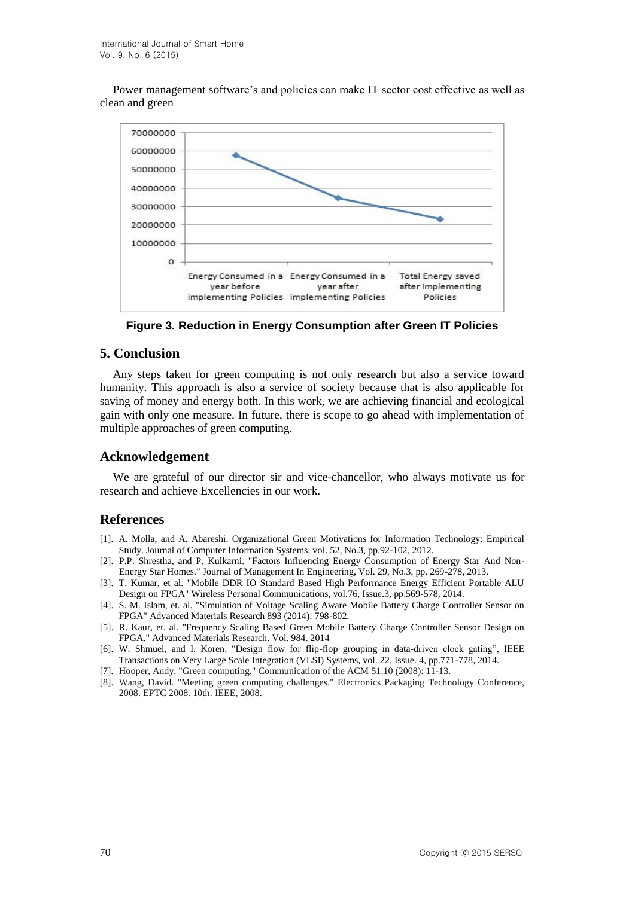Power management software's and policies can make IT sector cost effective as well as clean and green

70000000
60000000
50000000
40000000
30000000
20000000
10000000
0

Energy Consumed in a year before implementing Policies
Energy Consumed in a year after implementing Policies
Total Energy saved after implementing Policies

**Figure 3. Reduction in Energy Consumption after Green IT Policies**

## 5. Conclusion

Any steps taken for green computing is not only research but also a service toward humanity. This approach is also a service of society because that is also applicable for saving of money and energy both. In this work, we are achieving financial and ecological gain with only one measure. In future, there is scope to go ahead with implementation of multiple approaches of green computing.

## Acknowledgement

We are grateful of our director sir and vice-chancellor, who always motivate us for research and achieve Excellencies in our work.

## References

[1]. A. Molla, and A. Abareshi. Organizational Green Motivations for Information Technology: Empirical Study. Journal of Computer Information Systems, vol. 52, No.3, pp.92-102, 2012.

[2]. P.P. Shrestha, and P. Kulkarni. "Factors Influencing Energy Consumption of Energy Star And Non-Energy Star Homes." Journal of Management In Engineering, Vol. 29, No.3, pp. 269-278, 2013.

[3]. T. Kumar, et al. "Mobile DDR IO Standard Based High Performance Energy Efficient Portable ALU Design on FPGA" Wireless Personal Communications, vol.76, Issue.3, pp.569-578, 2014.

[4]. S. M. Islam, et. al. "Simulation of Voltage Scaling Aware Mobile Battery Charge Controller Sensor on FPGA" Advanced Materials Research 893 (2014): 798-802.

[5]. R. Kaur, et. al. "Frequency Scaling Based Green Mobile Battery Charge Controller Sensor Design on FPGA." Advanced Materials Research. Vol. 984. 2014

[6]. W. Shmuel, and I. Koren. "Design flow for flip-flop grouping in data-driven clock gating", IEEE Transactions on Very Large Scale Integration (VLSI) Systems, vol. 22, Issue. 4, pp.771-778, 2014.

[7]. Hooper, Andy. "Green computing." Communication of the ACM 51.10 (2008): 11-13.

[8]. Wang, David. "Meeting green computing challenges." Electronics Packaging Technology Conference, 2008. EPTC 2008. 10th. IEEE, 2008.